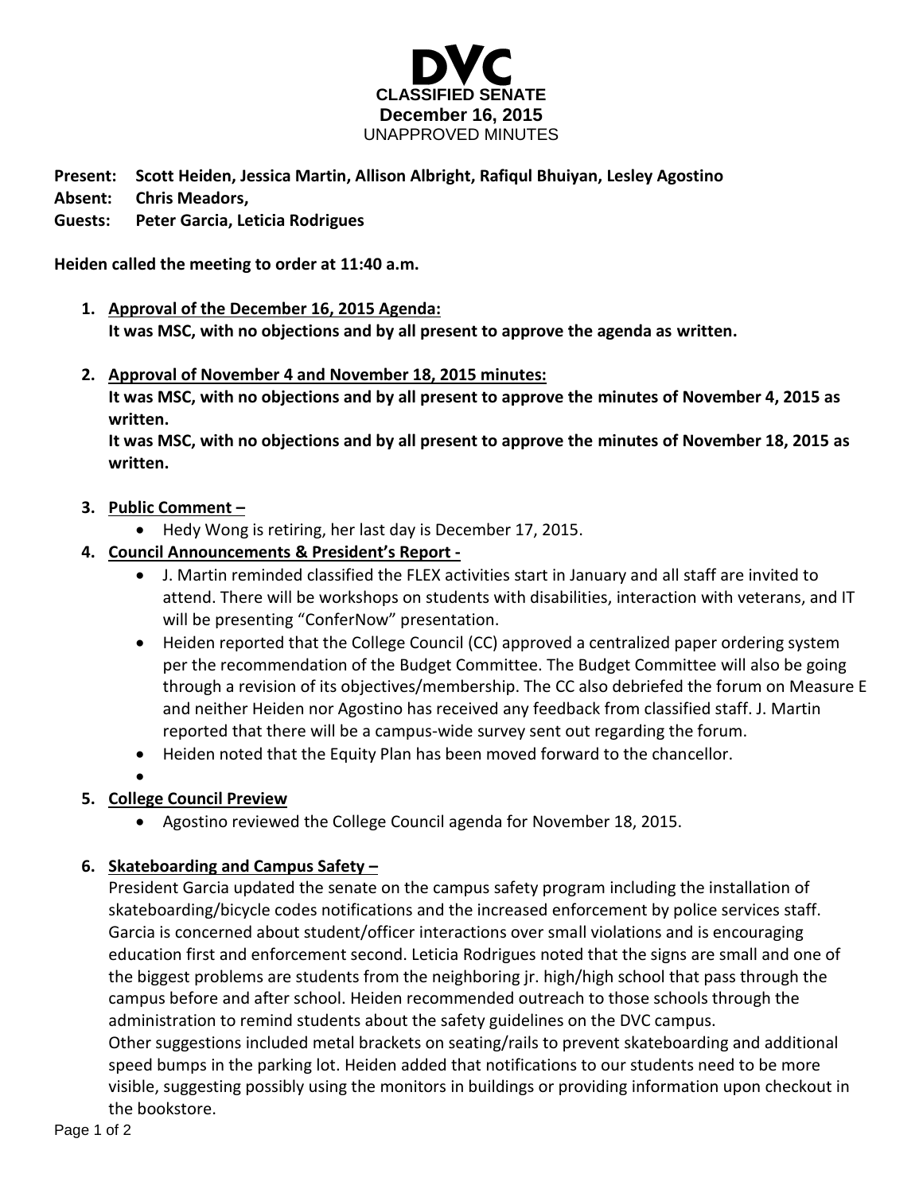# DVC

**CLASSIFIED SENATE**
**December 16, 2015**
UNAPPROVED MINUTES

**Present:** **Scott Heiden, Jessica Martin, Allison Albright, Rafiqul Bhuiyan, Lesley Agostino**
**Absent:** **Chris Meadors,**
**Guests:** **Peter Garcia, Leticia Rodrigues**

**Heiden called the meeting to order at 11:40 a.m.**

1. **Approval of the December 16, 2015 Agenda:**
   **It was MSC, with no objections and by all present to approve the agenda as written.**

2. **Approval of November 4 and November 18, 2015 minutes:**
   **It was MSC, with no objections and by all present to approve the minutes of November 4, 2015 as written.**
   **It was MSC, with no objections and by all present to approve the minutes of November 18, 2015 as written.**

3. **Public Comment –**
   - Hedy Wong is retiring, her last day is December 17, 2015.

4. **Council Announcements & President's Report -**
   - J. Martin reminded classified the FLEX activities start in January and all staff are invited to attend. There will be workshops on students with disabilities, interaction with veterans, and IT will be presenting "ConferNow" presentation.
   - Heiden reported that the College Council (CC) approved a centralized paper ordering system per the recommendation of the Budget Committee. The Budget Committee will also be going through a revision of its objectives/membership. The CC also debriefed the forum on Measure E and neither Heiden nor Agostino has received any feedback from classified staff. J. Martin reported that there will be a campus-wide survey sent out regarding the forum.
   - Heiden noted that the Equity Plan has been moved forward to the chancellor.

5. **College Council Preview**
   - Agostino reviewed the College Council agenda for November 18, 2015.

6. **Skateboarding and Campus Safety –**
   President Garcia updated the senate on the campus safety program including the installation of skateboarding/bicycle codes notifications and the increased enforcement by police services staff. Garcia is concerned about student/officer interactions over small violations and is encouraging education first and enforcement second. Leticia Rodrigues noted that the signs are small and one of the biggest problems are students from the neighboring jr. high/high school that pass through the campus before and after school. Heiden recommended outreach to those schools through the administration to remind students about the safety guidelines on the DVC campus.
   Other suggestions included metal brackets on seating/rails to prevent skateboarding and additional speed bumps in the parking lot. Heiden added that notifications to our students need to be more visible, suggesting possibly using the monitors in buildings or providing information upon checkout in the bookstore.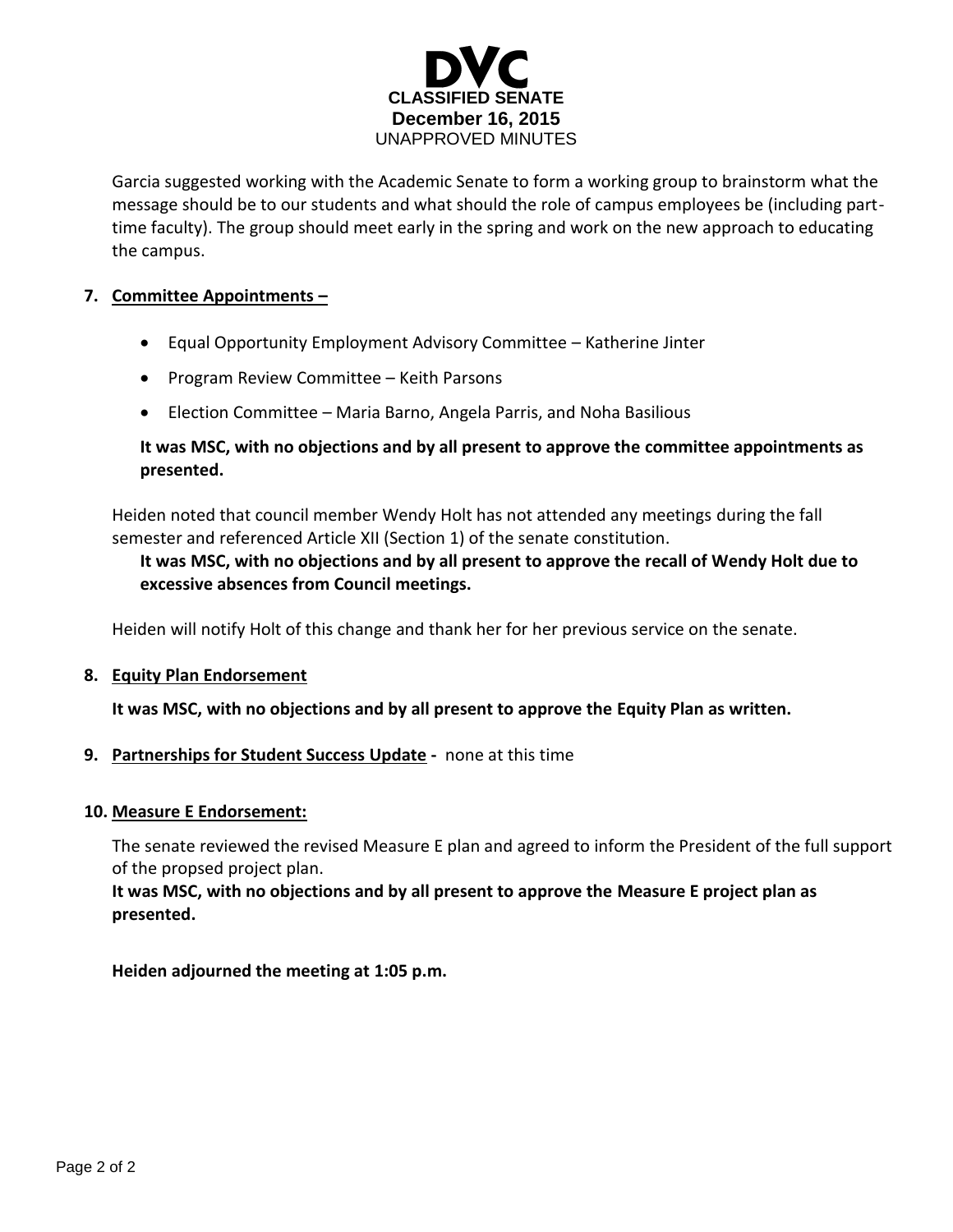Garcia suggested working with the Academic Senate to form a working group to brainstorm what the message should be to our students and what should the role of campus employees be (including part-time faculty). The group should meet early in the spring and work on the new approach to educating the campus.

7. **Committee Appointments –**

   - Equal Opportunity Employment Advisory Committee – Katherine Jinter
   - Program Review Committee – Keith Parsons
   - Election Committee – Maria Barno, Angela Parris, and Noha Basilious

   **It was MSC, with no objections and by all present to approve the committee appointments as presented.**

   Heiden noted that council member Wendy Holt has not attended any meetings during the fall semester and referenced Article XII (Section 1) of the senate constitution.

   **It was MSC, with no objections and by all present to approve the recall of Wendy Holt due to excessive absences from Council meetings.**

   Heiden will notify Holt of this change and thank her for her previous service on the senate.

8. **Equity Plan Endorsement**

   **It was MSC, with no objections and by all present to approve the Equity Plan as written.**

9. **Partnerships for Student Success Update -** none at this time

10. **Measure E Endorsement:**

    The senate reviewed the revised Measure E plan and agreed to inform the President of the full support of the propsed project plan.

    **It was MSC, with no objections and by all present to approve the Measure E project plan as presented.**

**Heiden adjourned the meeting at 1:05 p.m.**